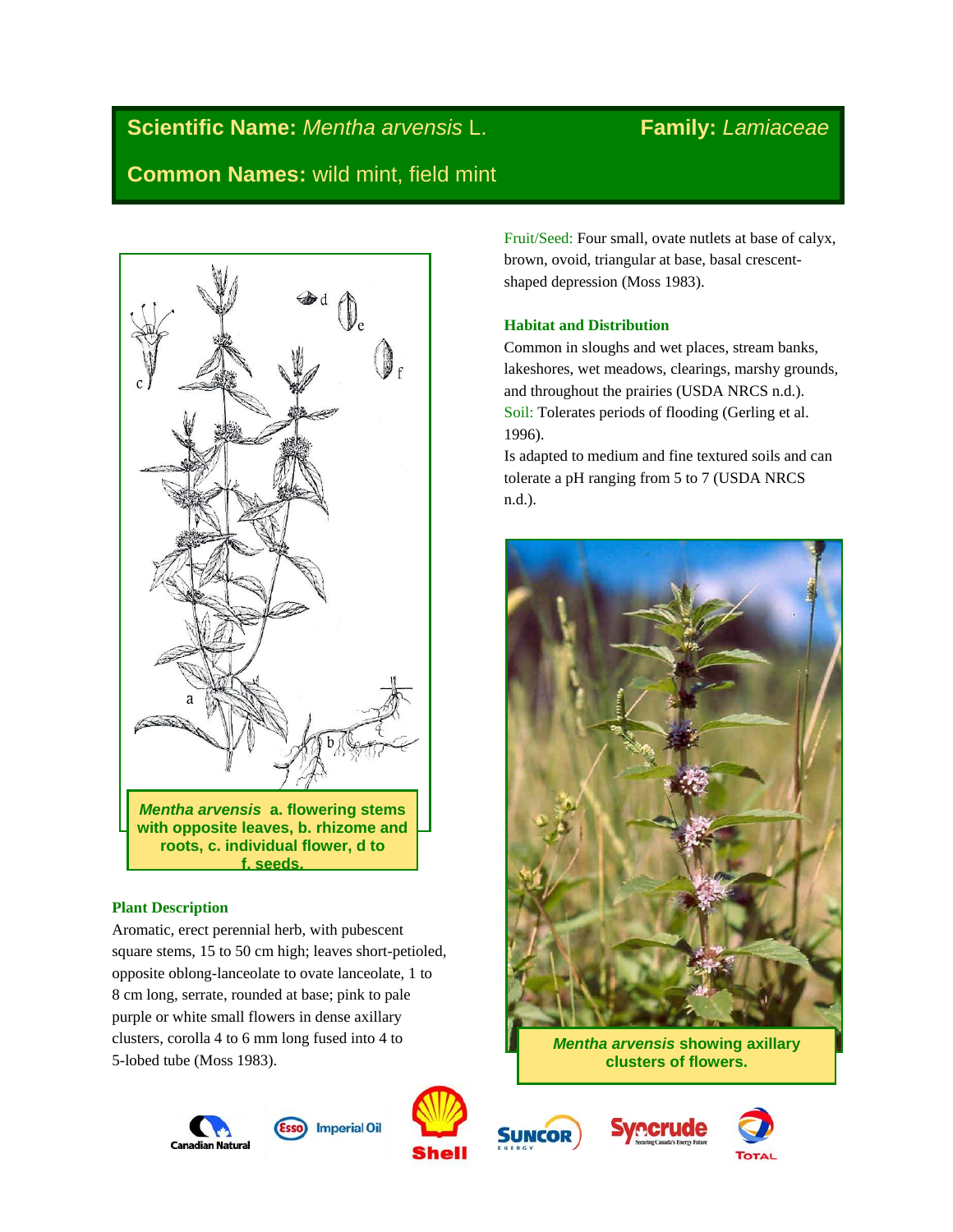**Scientific Name:** *Mentha arvensis* L. **Family:** *Lamiaceae*

**Common Names:** wild mint, field mint

*Mentha arvensis* a. flowering stems with opposite leaves, b. rhizome and roots, c. individual flower, d to f. seeds.

### Plant Description

Aromatic, erect perennial herb, with pubescent square stems, 15 to 50 cm high; leaves short-petioled, opposite oblong-lanceolate to ovate lanceolate, 1 to 8 cm long, serrate, rounded at base; pink to pale purple or white small flowers in dense axillary clusters, corolla 4 to 6 mm long fused into 4 to 5-lobed tube (Moss 1983).

Fruit/Seed: Four small, ovate nutlets at base of calyx, brown, ovoid, triangular at base, basal crescent-shaped depression (Moss 1983).

### Habitat and Distribution

Common in sloughs and wet places, stream banks, lakeshores, wet meadows, clearings, marshy grounds, and throughout the prairies (USDA NRCS n.d.).

Soil: Tolerates periods of flooding (Gerling et al. 1996).

Is adapted to medium and fine textured soils and can tolerate a pH ranging from 5 to 7 (USDA NRCS n.d.).

*Mentha arvensis* showing axillary clusters of flowers.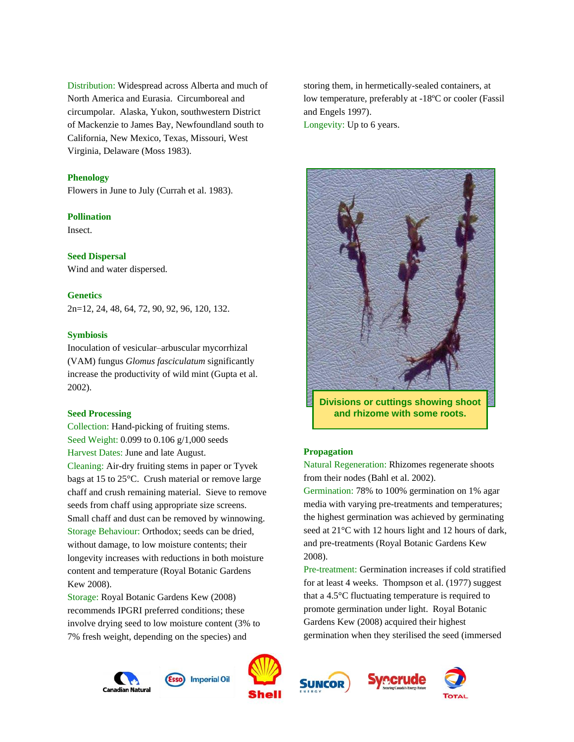Distribution: Widespread across Alberta and much of North America and Eurasia. Circumboreal and circumpolar. Alaska, Yukon, southwestern District of Mackenzie to James Bay, Newfoundland south to California, New Mexico, Texas, Missouri, West Virginia, Delaware (Moss 1983).

### Phenology

Flowers in June to July (Currah et al. 1983).

### Pollination

Insect.

### Seed Dispersal

Wind and water dispersed.

### Genetics

2n=12, 24, 48, 64, 72, 90, 92, 96, 120, 132.

### Symbiosis

Inoculation of vesicular–arbuscular mycorrhizal (VAM) fungus *Glomus fasciculatum* significantly increase the productivity of wild mint (Gupta et al. 2002).

### Seed Processing

Collection: Hand-picking of fruiting stems.
Seed Weight: 0.099 to 0.106 g/1,000 seeds
Harvest Dates: June and late August.
Cleaning: Air-dry fruiting stems in paper or Tyvek bags at 15 to 25°C. Crush material or remove large chaff and crush remaining material. Sieve to remove seeds from chaff using appropriate size screens. Small chaff and dust can be removed by winnowing.
Storage Behaviour: Orthodox; seeds can be dried, without damage, to low moisture contents; their longevity increases with reductions in both moisture content and temperature (Royal Botanic Gardens Kew 2008).
Storage: Royal Botanic Gardens Kew (2008) recommends IPGRI preferred conditions; these involve drying seed to low moisture content (3% to 7% fresh weight, depending on the species) and storing them, in hermetically-sealed containers, at low temperature, preferably at -18ºC or cooler (Fassil and Engels 1997).
Longevity: Up to 6 years.

Divisions or cuttings showing shoot and rhizome with some roots.

### Propagation

Natural Regeneration: Rhizomes regenerate shoots from their nodes (Bahl et al. 2002).
Germination: 78% to 100% germination on 1% agar media with varying pre-treatments and temperatures; the highest germination was achieved by germinating seed at 21°C with 12 hours light and 12 hours of dark, and pre-treatments (Royal Botanic Gardens Kew 2008).
Pre-treatment: Germination increases if cold stratified for at least 4 weeks. Thompson et al. (1977) suggest that a 4.5°C fluctuating temperature is required to promote germination under light. Royal Botanic Gardens Kew (2008) acquired their highest germination when they sterilised the seed (immersed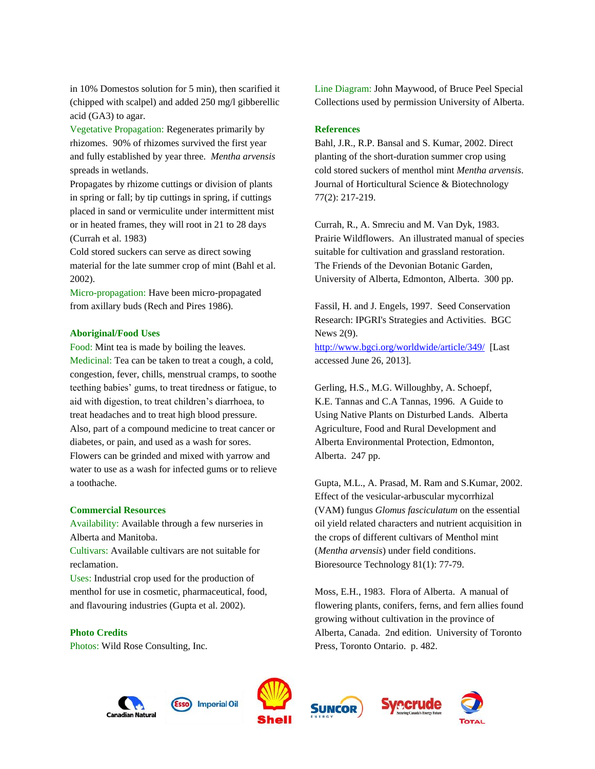in 10% Domestos solution for 5 min), then scarified it (chipped with scalpel) and added 250 mg/l gibberellic acid (GA3) to agar.

Vegetative Propagation: Regenerates primarily by rhizomes. 90% of rhizomes survived the first year and fully established by year three. *Mentha arvensis* spreads in wetlands.

Propagates by rhizome cuttings or division of plants in spring or fall; by tip cuttings in spring, if cuttings placed in sand or vermiculite under intermittent mist or in heated frames, they will root in 21 to 28 days (Currah et al. 1983)

Cold stored suckers can serve as direct sowing material for the late summer crop of mint (Bahl et al. 2002).

Micro-propagation: Have been micro-propagated from axillary buds (Rech and Pires 1986).

## Aboriginal/Food Uses

Food: Mint tea is made by boiling the leaves.

Medicinal: Tea can be taken to treat a cough, a cold, congestion, fever, chills, menstrual cramps, to soothe teething babies' gums, to treat tiredness or fatigue, to aid with digestion, to treat children's diarrhoea, to treat headaches and to treat high blood pressure. Also, part of a compound medicine to treat cancer or diabetes, or pain, and used as a wash for sores. Flowers can be grinded and mixed with yarrow and water to use as a wash for infected gums or to relieve a toothache.

## Commercial Resources

Availability: Available through a few nurseries in Alberta and Manitoba.

Cultivars: Available cultivars are not suitable for reclamation.

Uses: Industrial crop used for the production of menthol for use in cosmetic, pharmaceutical, food, and flavouring industries (Gupta et al. 2002).

## Photo Credits

Photos: Wild Rose Consulting, Inc.

Line Diagram: John Maywood, of Bruce Peel Special Collections used by permission University of Alberta.

## References

Bahl, J.R., R.P. Bansal and S. Kumar, 2002. Direct planting of the short-duration summer crop using cold stored suckers of menthol mint *Mentha arvensis*. Journal of Horticultural Science & Biotechnology 77(2): 217-219.

Currah, R., A. Smreciu and M. Van Dyk, 1983. Prairie Wildflowers. An illustrated manual of species suitable for cultivation and grassland restoration. The Friends of the Devonian Botanic Garden, University of Alberta, Edmonton, Alberta. 300 pp.

Fassil, H. and J. Engels, 1997. Seed Conservation Research: IPGRI's Strategies and Activities. BGC News 2(9). http://www.bgci.org/worldwide/article/349/ [Last accessed June 26, 2013].

Gerling, H.S., M.G. Willoughby, A. Schoepf, K.E. Tannas and C.A Tannas, 1996. A Guide to Using Native Plants on Disturbed Lands. Alberta Agriculture, Food and Rural Development and Alberta Environmental Protection, Edmonton, Alberta. 247 pp.

Gupta, M.L., A. Prasad, M. Ram and S.Kumar, 2002. Effect of the vesicular-arbuscular mycorrhizal (VAM) fungus *Glomus fasciculatum* on the essential oil yield related characters and nutrient acquisition in the crops of different cultivars of Menthol mint (*Mentha arvensis*) under field conditions. Bioresource Technology 81(1): 77-79.

Moss, E.H., 1983. Flora of Alberta. A manual of flowering plants, conifers, ferns, and fern allies found growing without cultivation in the province of Alberta, Canada. 2nd edition. University of Toronto Press, Toronto Ontario. p. 482.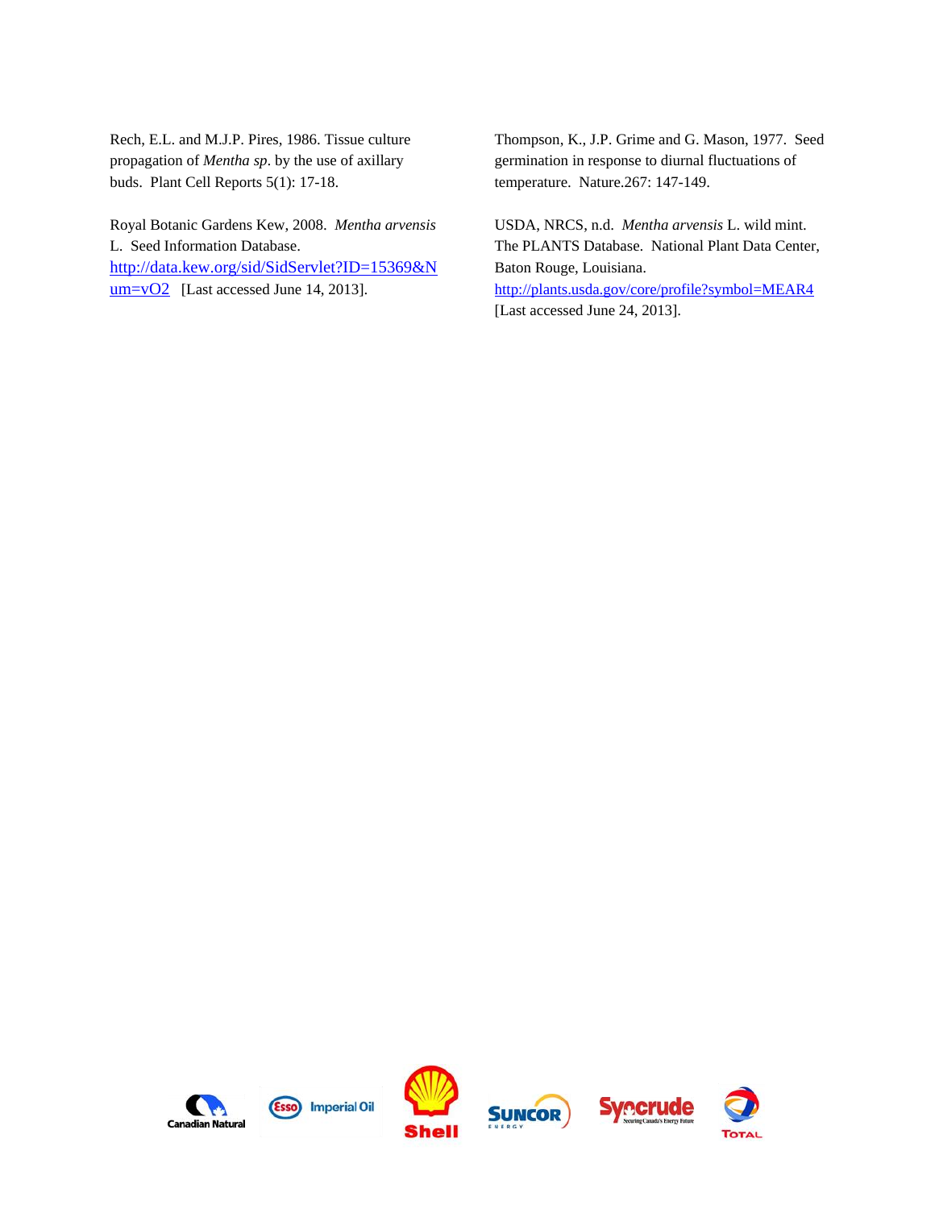Rech, E.L. and M.J.P. Pires, 1986. Tissue culture propagation of *Mentha sp*. by the use of axillary buds. Plant Cell Reports 5(1): 17-18.

Royal Botanic Gardens Kew, 2008. *Mentha arvensis* L. Seed Information Database. http://data.kew.org/sid/SidServlet?ID=15369&Num=vO2 [Last accessed June 14, 2013].

Thompson, K., J.P. Grime and G. Mason, 1977. Seed germination in response to diurnal fluctuations of temperature. Nature.267: 147-149.

USDA, NRCS, n.d. *Mentha arvensis* L. wild mint. The PLANTS Database. National Plant Data Center, Baton Rouge, Louisiana. http://plants.usda.gov/core/profile?symbol=MEAR4 [Last accessed June 24, 2013].